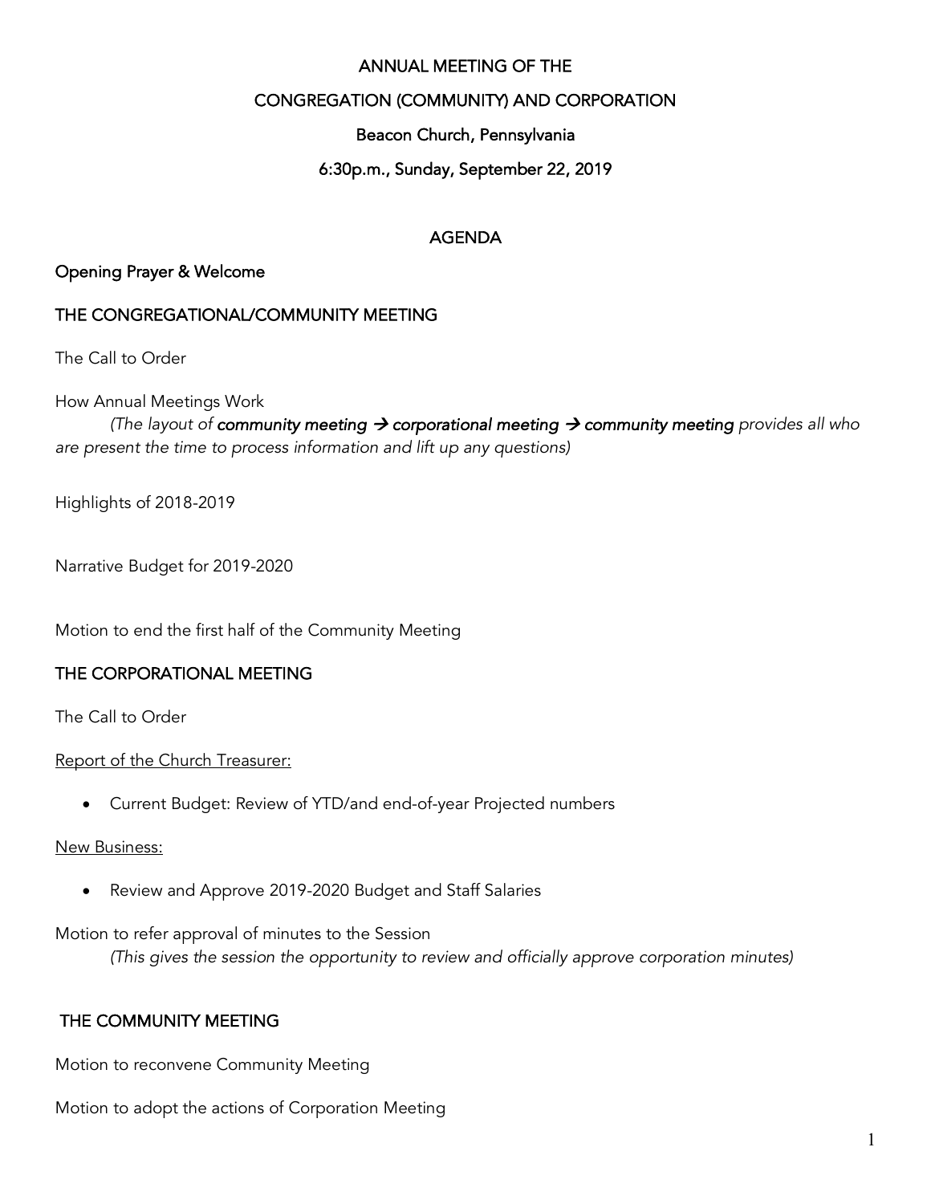# ANNUAL MEETING OF THE

# CONGREGATION (COMMUNITY) AND CORPORATION

## Beacon Church, Pennsylvania

## 6:30p.m., Sunday, September 22, 2019

## AGENDA

### Opening Prayer & Welcome

### THE CONGREGATIONAL/COMMUNITY MEETING

The Call to Order

How Annual Meetings Work

*(The layout of **community meeting → corporational meeting → community meeting** provides all who are present the time to process information and lift up any questions)*

Highlights of 2018-2019

Narrative Budget for 2019-2020

Motion to end the first half of the Community Meeting

### THE CORPORATIONAL MEETING

The Call to Order

Report of the Church Treasurer:

- Current Budget: Review of YTD/and end-of-year Projected numbers

New Business:

- Review and Approve 2019-2020 Budget and Staff Salaries

Motion to refer approval of minutes to the Session

*(This gives the session the opportunity to review and officially approve corporation minutes)*

### THE COMMUNITY MEETING

Motion to reconvene Community Meeting

Motion to adopt the actions of Corporation Meeting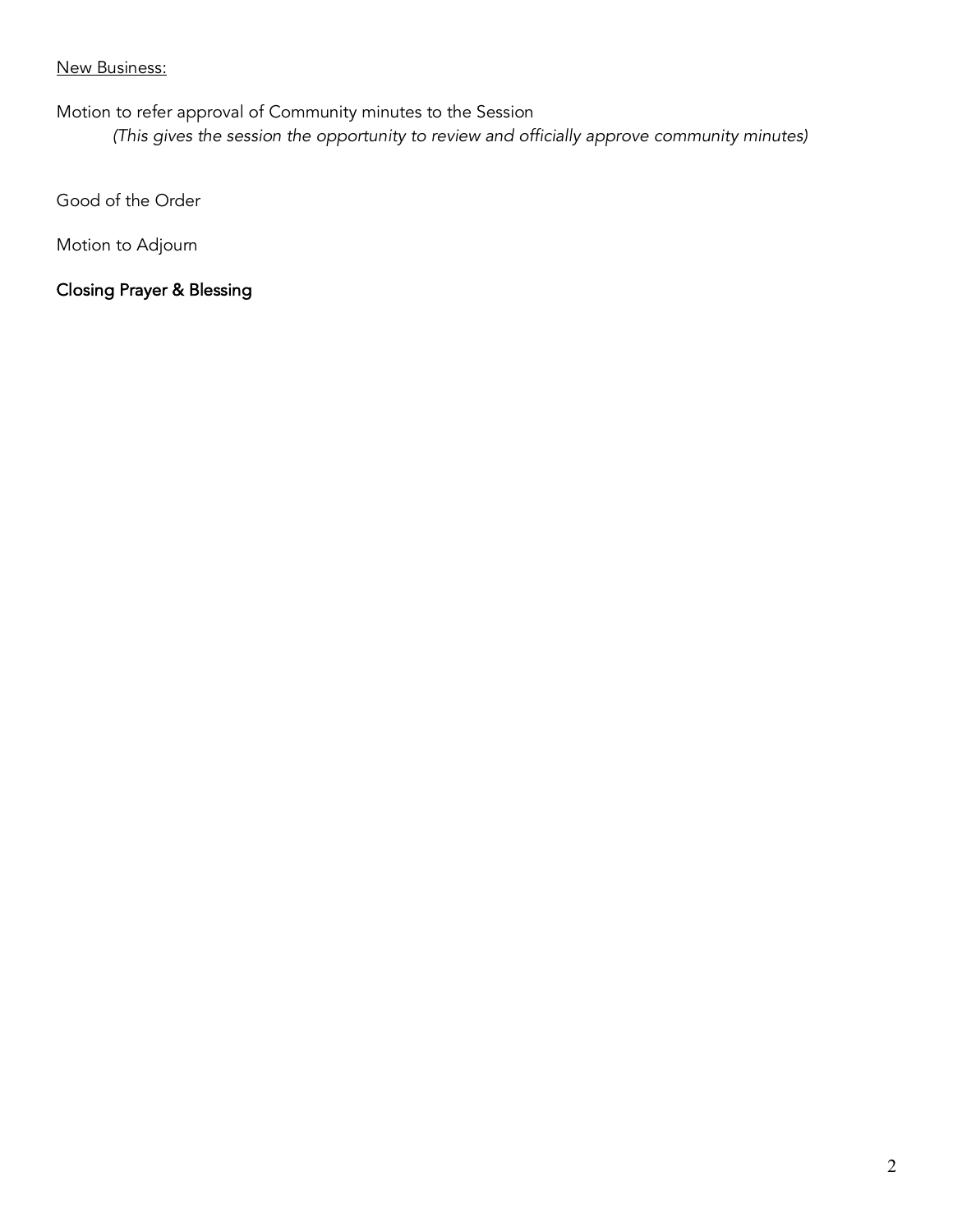<u>New Business:</u>

Motion to refer approval of Community minutes to the Session

*(This gives the session the opportunity to review and officially approve community minutes)*

Good of the Order

Motion to Adjourn

Closing Prayer & Blessing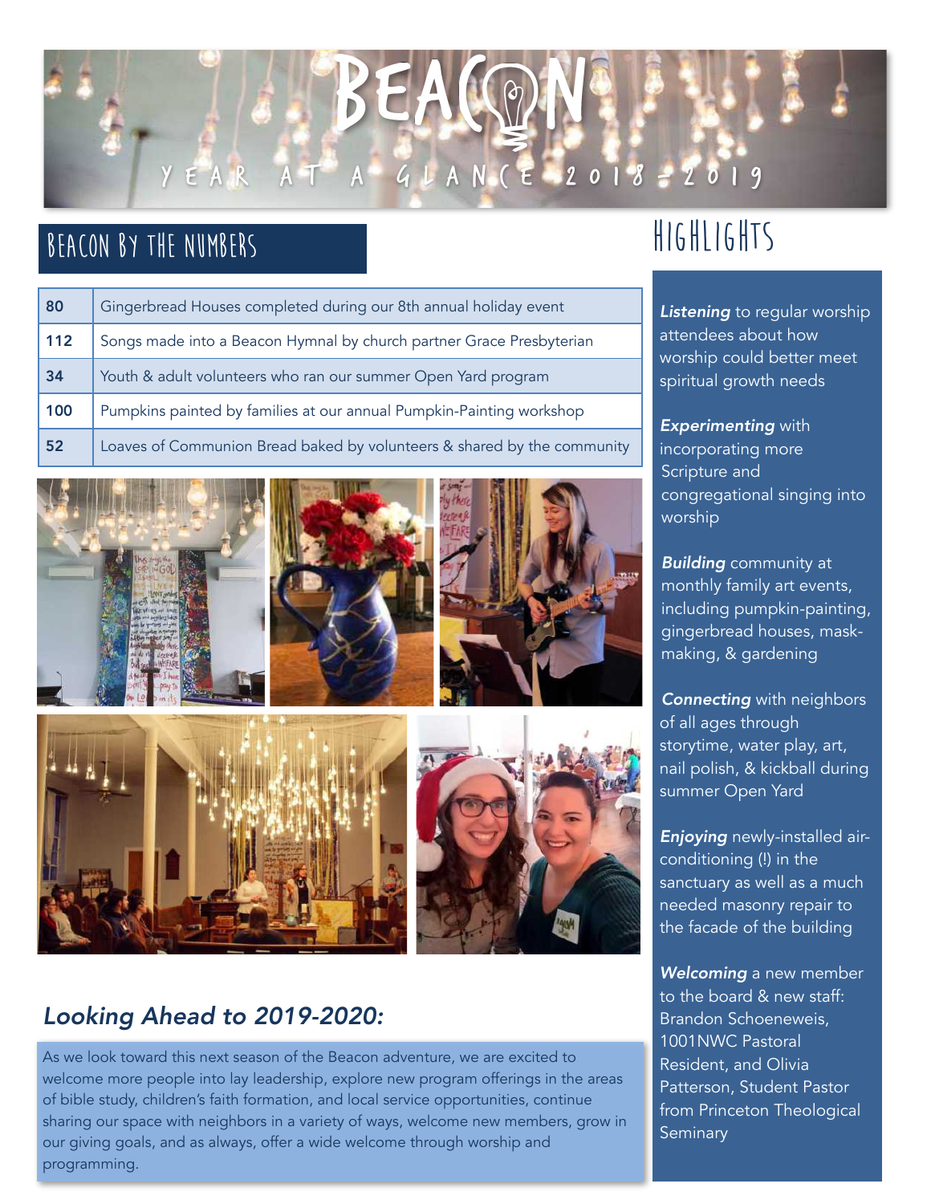# BEACON

YEAR AT A GLANCE 2018-2019

## BEACON BY THE NUMBERS

| | |
|---|---|
| 80 | Gingerbread Houses completed during our 8th annual holiday event |
| 112 | Songs made into a Beacon Hymnal by church partner Grace Presbyterian |
| 34 | Youth & adult volunteers who ran our summer Open Yard program |
| 100 | Pumpkins painted by families at our annual Pumpkin-Painting workshop |
| 52 | Loaves of Communion Bread baked by volunteers & shared by the community |

## HIGHLIGHTS

***Listening*** to regular worship attendees about how worship could better meet spiritual growth needs

***Experimenting*** with incorporating more Scripture and congregational singing into worship

***Building*** community at monthly family art events, including pumpkin-painting, gingerbread houses, mask-making, & gardening

***Connecting*** with neighbors of all ages through storytime, water play, art, nail polish, & kickball during summer Open Yard

***Enjoying*** newly-installed air-conditioning (!) in the sanctuary as well as a much needed masonry repair to the facade of the building

***Welcoming*** a new member to the board & new staff: Brandon Schoeneweis, 1001NWC Pastoral Resident, and Olivia Patterson, Student Pastor from Princeton Theological Seminary

### *Looking Ahead to 2019-2020:*

As we look toward this next season of the Beacon adventure, we are excited to welcome more people into lay leadership, explore new program offerings in the areas of bible study, children's faith formation, and local service opportunities, continue sharing our space with neighbors in a variety of ways, welcome new members, grow in our giving goals, and as always, offer a wide welcome through worship and programming.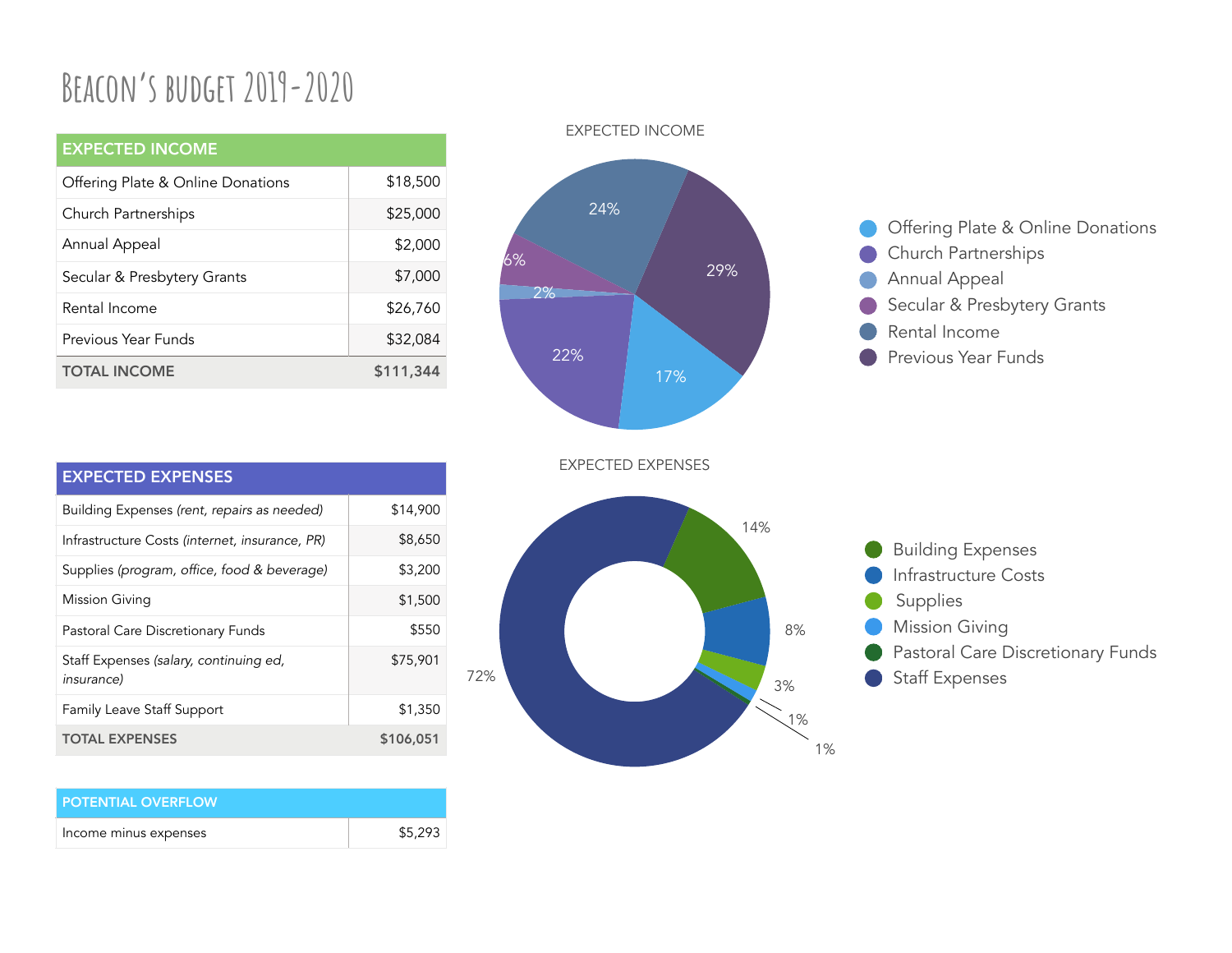# Beacon's budget 2019-2020

| EXPECTED INCOME | |
|---|---|
| Offering Plate & Online Donations | $18,500 |
| Church Partnerships | $25,000 |
| Annual Appeal | $2,000 |
| Secular & Presbytery Grants | $7,000 |
| Rental Income | $26,760 |
| Previous Year Funds | $32,084 |
| **TOTAL INCOME** | **$111,344** |

EXPECTED INCOME

- Offering Plate & Online Donations — 17%
- Church Partnerships — 22%
- Annual Appeal — 2%
- Secular & Presbytery Grants — 6%
- Rental Income — 24%
- Previous Year Funds — 29%

| EXPECTED EXPENSES | |
|---|---|
| Building Expenses *(rent, repairs as needed)* | $14,900 |
| Infrastructure Costs *(internet, insurance, PR)* | $8,650 |
| Supplies *(program, office, food & beverage)* | $3,200 |
| Mission Giving | $1,500 |
| Pastoral Care Discretionary Funds | $550 |
| Staff Expenses *(salary, continuing ed, insurance)* | $75,901 |
| Family Leave Staff Support | $1,350 |
| **TOTAL EXPENSES** | **$106,051** |

EXPECTED EXPENSES

- Building Expenses — 14%
- Infrastructure Costs — 8%
- Supplies — 3%
- Mission Giving — 1%
- Pastoral Care Discretionary Funds — 1%
- Staff Expenses — 72%

| POTENTIAL OVERFLOW | |
|---|---|
| Income minus expenses | $5,293 |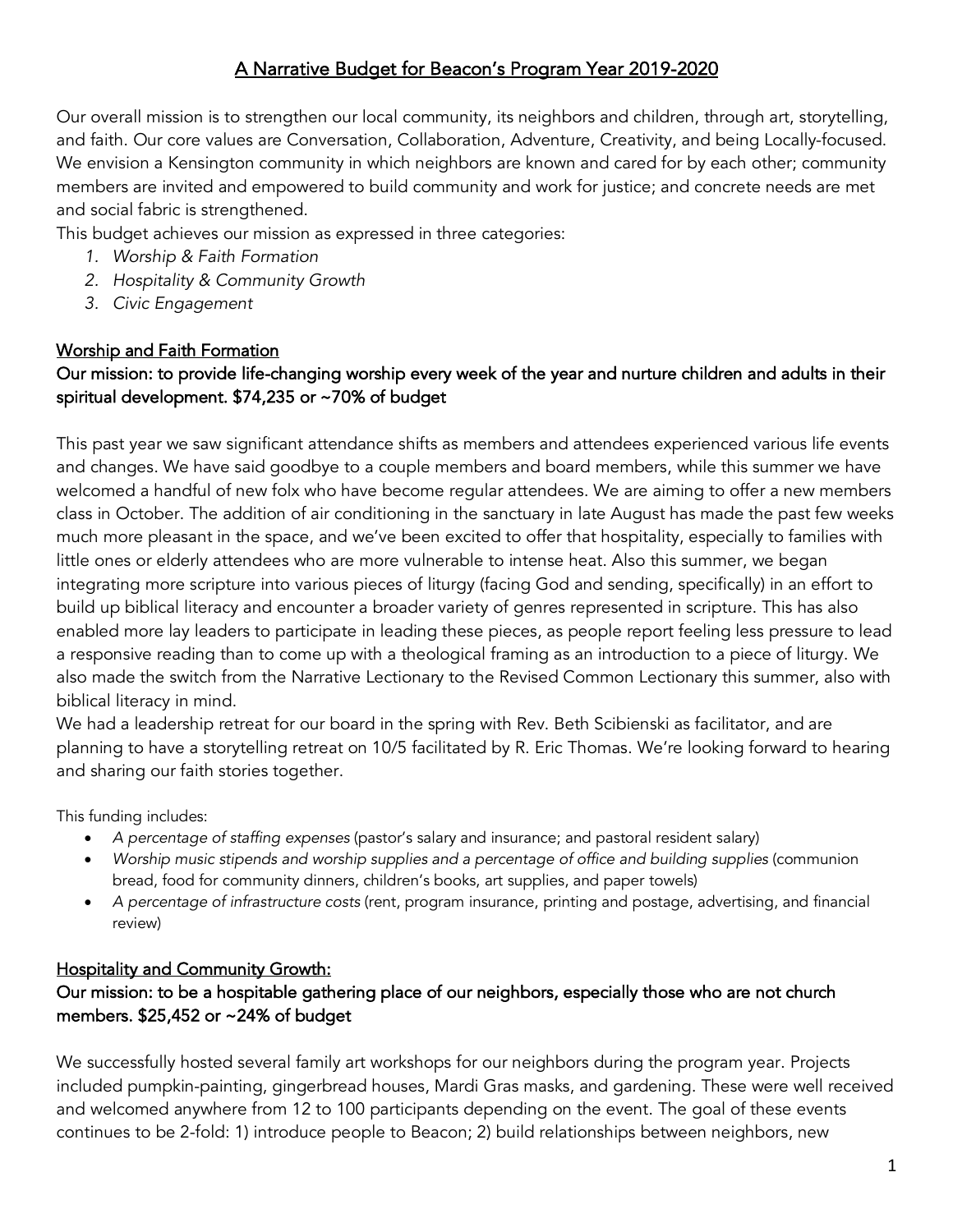# A Narrative Budget for Beacon's Program Year 2019-2020

Our overall mission is to strengthen our local community, its neighbors and children, through art, storytelling, and faith. Our core values are Conversation, Collaboration, Adventure, Creativity, and being Locally-focused. We envision a Kensington community in which neighbors are known and cared for by each other; community members are invited and empowered to build community and work for justice; and concrete needs are met and social fabric is strengthened.

This budget achieves our mission as expressed in three categories:

1. *Worship & Faith Formation*
2. *Hospitality & Community Growth*
3. *Civic Engagement*

## Worship and Faith Formation

### Our mission: to provide life-changing worship every week of the year and nurture children and adults in their spiritual development. $74,235 or ~70% of budget

This past year we saw significant attendance shifts as members and attendees experienced various life events and changes. We have said goodbye to a couple members and board members, while this summer we have welcomed a handful of new folx who have become regular attendees. We are aiming to offer a new members class in October. The addition of air conditioning in the sanctuary in late August has made the past few weeks much more pleasant in the space, and we've been excited to offer that hospitality, especially to families with little ones or elderly attendees who are more vulnerable to intense heat. Also this summer, we began integrating more scripture into various pieces of liturgy (facing God and sending, specifically) in an effort to build up biblical literacy and encounter a broader variety of genres represented in scripture. This has also enabled more lay leaders to participate in leading these pieces, as people report feeling less pressure to lead a responsive reading than to come up with a theological framing as an introduction to a piece of liturgy. We also made the switch from the Narrative Lectionary to the Revised Common Lectionary this summer, also with biblical literacy in mind.

We had a leadership retreat for our board in the spring with Rev. Beth Scibienski as facilitator, and are planning to have a storytelling retreat on 10/5 facilitated by R. Eric Thomas. We're looking forward to hearing and sharing our faith stories together.

This funding includes:

- *A percentage of staffing expenses* (pastor's salary and insurance; and pastoral resident salary)
- *Worship music stipends and worship supplies and a percentage of office and building supplies* (communion bread, food for community dinners, children's books, art supplies, and paper towels)
- *A percentage of infrastructure costs* (rent, program insurance, printing and postage, advertising, and financial review)

## Hospitality and Community Growth:

### Our mission: to be a hospitable gathering place of our neighbors, especially those who are not church members. $25,452 or ~24% of budget

We successfully hosted several family art workshops for our neighbors during the program year. Projects included pumpkin-painting, gingerbread houses, Mardi Gras masks, and gardening. These were well received and welcomed anywhere from 12 to 100 participants depending on the event. The goal of these events continues to be 2-fold: 1) introduce people to Beacon; 2) build relationships between neighbors, new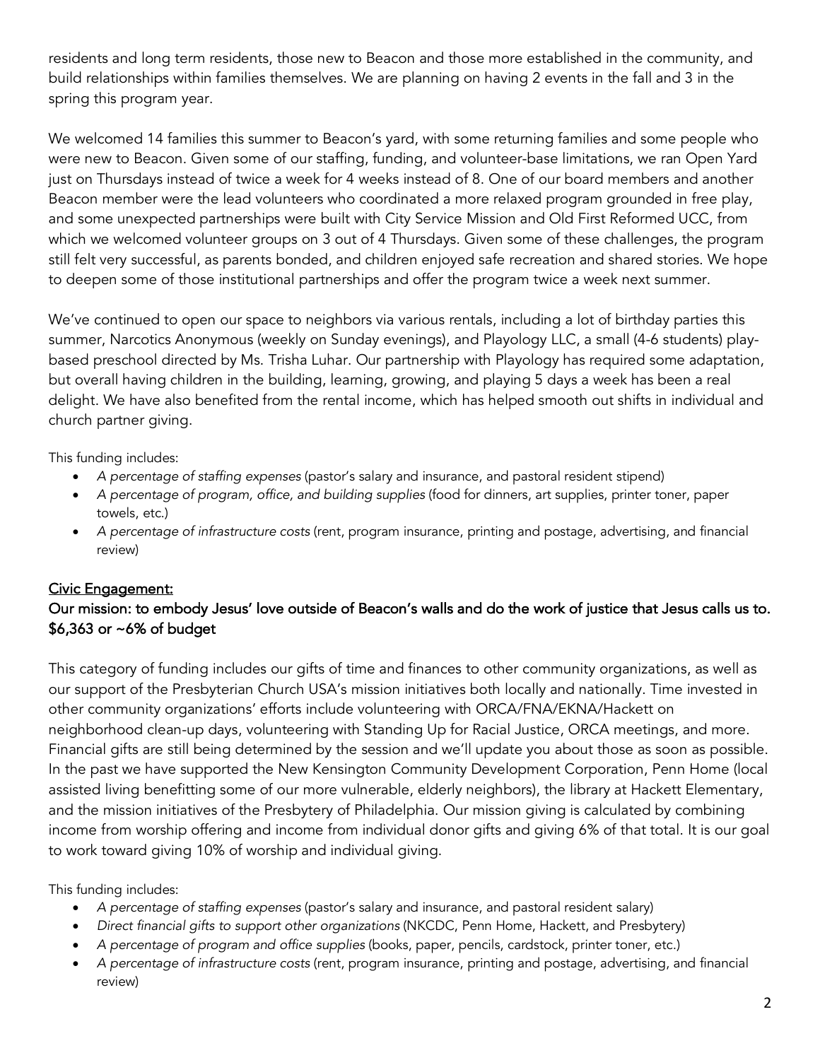residents and long term residents, those new to Beacon and those more established in the community, and build relationships within families themselves. We are planning on having 2 events in the fall and 3 in the spring this program year.

We welcomed 14 families this summer to Beacon's yard, with some returning families and some people who were new to Beacon. Given some of our staffing, funding, and volunteer-base limitations, we ran Open Yard just on Thursdays instead of twice a week for 4 weeks instead of 8. One of our board members and another Beacon member were the lead volunteers who coordinated a more relaxed program grounded in free play, and some unexpected partnerships were built with City Service Mission and Old First Reformed UCC, from which we welcomed volunteer groups on 3 out of 4 Thursdays. Given some of these challenges, the program still felt very successful, as parents bonded, and children enjoyed safe recreation and shared stories. We hope to deepen some of those institutional partnerships and offer the program twice a week next summer.

We've continued to open our space to neighbors via various rentals, including a lot of birthday parties this summer, Narcotics Anonymous (weekly on Sunday evenings), and Playology LLC, a small (4-6 students) play-based preschool directed by Ms. Trisha Luhar. Our partnership with Playology has required some adaptation, but overall having children in the building, learning, growing, and playing 5 days a week has been a real delight. We have also benefited from the rental income, which has helped smooth out shifts in individual and church partner giving.

This funding includes:

- *A percentage of staffing expenses* (pastor's salary and insurance, and pastoral resident stipend)
- *A percentage of program, office, and building supplies* (food for dinners, art supplies, printer toner, paper towels, etc.)
- *A percentage of infrastructure costs* (rent, program insurance, printing and postage, advertising, and financial review)

## Civic Engagement:

**Our mission: to embody Jesus' love outside of Beacon's walls and do the work of justice that Jesus calls us to. $6,363 or ~6% of budget**

This category of funding includes our gifts of time and finances to other community organizations, as well as our support of the Presbyterian Church USA's mission initiatives both locally and nationally. Time invested in other community organizations' efforts include volunteering with ORCA/FNA/EKNA/Hackett on neighborhood clean-up days, volunteering with Standing Up for Racial Justice, ORCA meetings, and more. Financial gifts are still being determined by the session and we'll update you about those as soon as possible. In the past we have supported the New Kensington Community Development Corporation, Penn Home (local assisted living benefitting some of our more vulnerable, elderly neighbors), the library at Hackett Elementary, and the mission initiatives of the Presbytery of Philadelphia. Our mission giving is calculated by combining income from worship offering and income from individual donor gifts and giving 6% of that total. It is our goal to work toward giving 10% of worship and individual giving.

This funding includes:

- *A percentage of staffing expenses* (pastor's salary and insurance, and pastoral resident salary)
- *Direct financial gifts to support other organizations* (NKCDC, Penn Home, Hackett, and Presbytery)
- *A percentage of program and office supplies* (books, paper, pencils, cardstock, printer toner, etc.)
- *A percentage of infrastructure costs* (rent, program insurance, printing and postage, advertising, and financial review)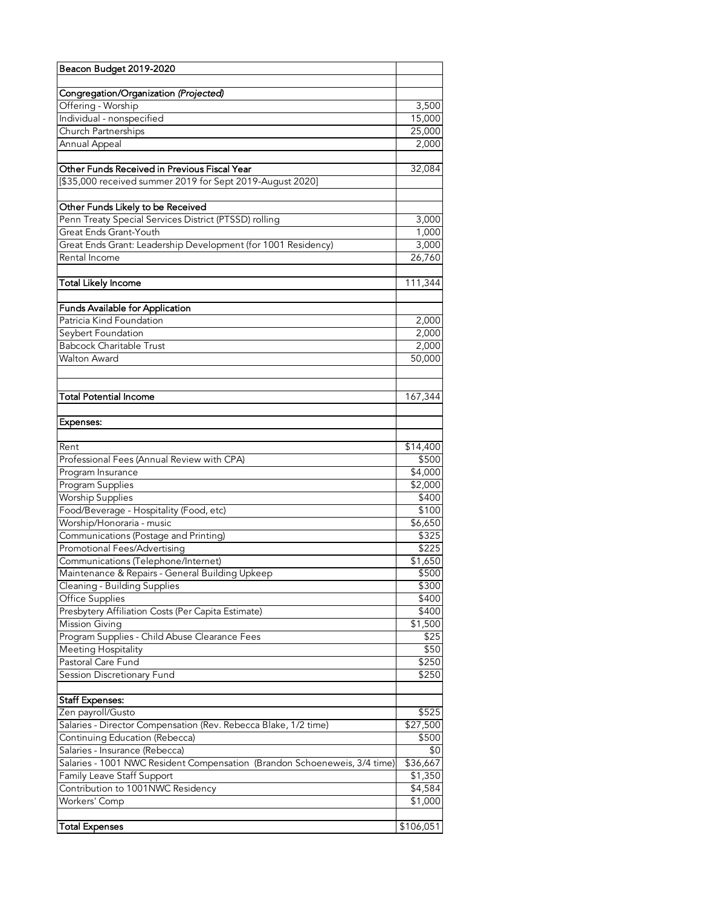| Beacon Budget 2019-2020 | |
|---|---|
| | |
| Congregation/Organization *(Projected)* | |
| Offering - Worship | 3,500 |
| Individual - nonspecified | 15,000 |
| Church Partnerships | 25,000 |
| Annual Appeal | 2,000 |
| | |
| Other Funds Received in Previous Fiscal Year | 32,084 |
| [$35,000 received summer 2019 for Sept 2019-August 2020] | |
| | |
| Other Funds Likely to be Received | |
| Penn Treaty Special Services District (PTSSD) rolling | 3,000 |
| Great Ends Grant-Youth | 1,000 |
| Great Ends Grant: Leadership Development (for 1001 Residency) | 3,000 |
| Rental Income | 26,760 |
| | |
| Total Likely Income | 111,344 |
| | |
| Funds Available for Application | |
| Patricia Kind Foundation | 2,000 |
| Seybert Foundation | 2,000 |
| Babcock Charitable Trust | 2,000 |
| Walton Award | 50,000 |
| | |
| | |
| Total Potential Income | 167,344 |
| | |
| Expenses: | |
| | |
| Rent | $14,400 |
| Professional Fees (Annual Review with CPA) | $500 |
| Program Insurance | $4,000 |
| Program Supplies | $2,000 |
| Worship Supplies | $400 |
| Food/Beverage - Hospitality (Food, etc) | $100 |
| Worship/Honoraria - music | $6,650 |
| Communications (Postage and Printing) | $325 |
| Promotional Fees/Advertising | $225 |
| Communications (Telephone/Internet) | $1,650 |
| Maintenance & Repairs - General Building Upkeep | $500 |
| Cleaning - Building Supplies | $300 |
| Office Supplies | $400 |
| Presbytery Affiliation Costs (Per Capita Estimate) | $400 |
| Mission Giving | $1,500 |
| Program Supplies - Child Abuse Clearance Fees | $25 |
| Meeting Hospitality | $50 |
| Pastoral Care Fund | $250 |
| Session Discretionary Fund | $250 |
| | |
| Staff Expenses: | |
| Zen payroll/Gusto | $525 |
| Salaries - Director Compensation (Rev. Rebecca Blake, 1/2 time) | $27,500 |
| Continuing Education (Rebecca) | $500 |
| Salaries - Insurance (Rebecca) | $0 |
| Salaries - 1001 NWC Resident Compensation (Brandon Schoeneweis, 3/4 time) | $36,667 |
| Family Leave Staff Support | $1,350 |
| Contribution to 1001NWC Residency | $4,584 |
| Workers' Comp | $1,000 |
| | |
| Total Expenses | $106,051 |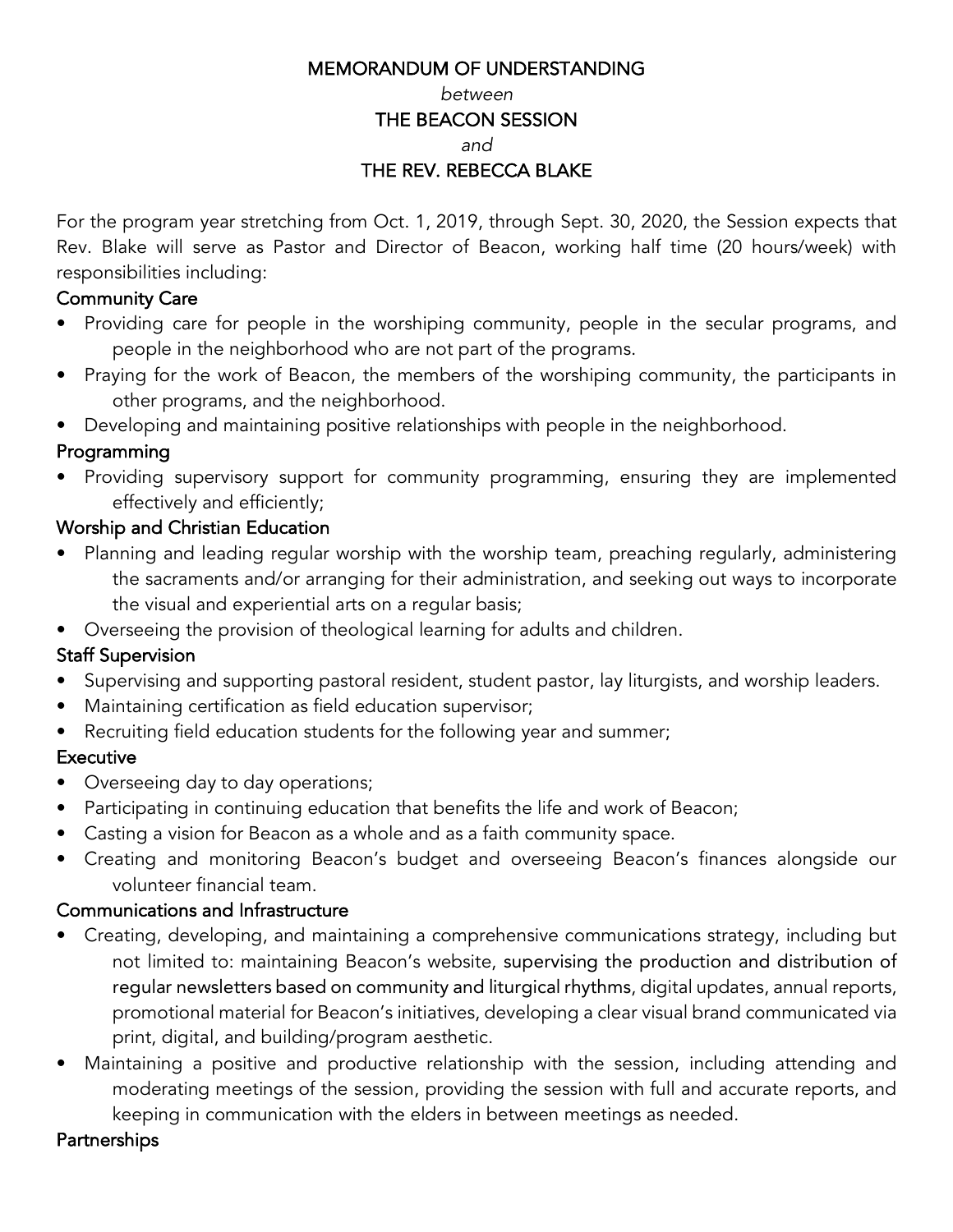# MEMORANDUM OF UNDERSTANDING

*between*

# THE BEACON SESSION

*and*

# THE REV. REBECCA BLAKE

For the program year stretching from Oct. 1, 2019, through Sept. 30, 2020, the Session expects that Rev. Blake will serve as Pastor and Director of Beacon, working half time (20 hours/week) with responsibilities including:

## Community Care

- Providing care for people in the worshiping community, people in the secular programs, and people in the neighborhood who are not part of the programs.
- Praying for the work of Beacon, the members of the worshiping community, the participants in other programs, and the neighborhood.
- Developing and maintaining positive relationships with people in the neighborhood.

## Programming

- Providing supervisory support for community programming, ensuring they are implemented effectively and efficiently;

## Worship and Christian Education

- Planning and leading regular worship with the worship team, preaching regularly, administering the sacraments and/or arranging for their administration, and seeking out ways to incorporate the visual and experiential arts on a regular basis;
- Overseeing the provision of theological learning for adults and children.

## Staff Supervision

- Supervising and supporting pastoral resident, student pastor, lay liturgists, and worship leaders.
- Maintaining certification as field education supervisor;
- Recruiting field education students for the following year and summer;

## Executive

- Overseeing day to day operations;
- Participating in continuing education that benefits the life and work of Beacon;
- Casting a vision for Beacon as a whole and as a faith community space.
- Creating and monitoring Beacon's budget and overseeing Beacon's finances alongside our volunteer financial team.

## Communications and Infrastructure

- Creating, developing, and maintaining a comprehensive communications strategy, including but not limited to: maintaining Beacon's website, supervising the production and distribution of regular newsletters based on community and liturgical rhythms, digital updates, annual reports, promotional material for Beacon's initiatives, developing a clear visual brand communicated via print, digital, and building/program aesthetic.
- Maintaining a positive and productive relationship with the session, including attending and moderating meetings of the session, providing the session with full and accurate reports, and keeping in communication with the elders in between meetings as needed.

## Partnerships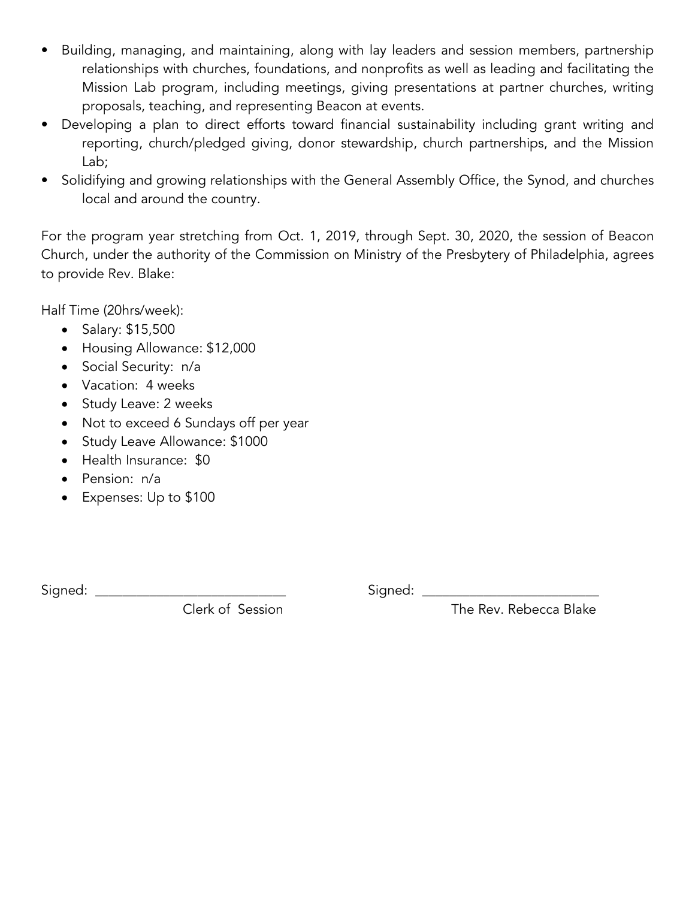- Building, managing, and maintaining, along with lay leaders and session members, partnership relationships with churches, foundations, and nonprofits as well as leading and facilitating the Mission Lab program, including meetings, giving presentations at partner churches, writing proposals, teaching, and representing Beacon at events.
- Developing a plan to direct efforts toward financial sustainability including grant writing and reporting, church/pledged giving, donor stewardship, church partnerships, and the Mission Lab;
- Solidifying and growing relationships with the General Assembly Office, the Synod, and churches local and around the country.

For the program year stretching from Oct. 1, 2019, through Sept. 30, 2020, the session of Beacon Church, under the authority of the Commission on Ministry of the Presbytery of Philadelphia, agrees to provide Rev. Blake:

Half Time (20hrs/week):

- Salary: $15,500
- Housing Allowance: $12,000
- Social Security: n/a
- Vacation: 4 weeks
- Study Leave: 2 weeks
- Not to exceed 6 Sundays off per year
- Study Leave Allowance: $1000
- Health Insurance: $0
- Pension: n/a
- Expenses: Up to $100

Signed: ___________________________
Clerk of Session

Signed: _________________________
The Rev. Rebecca Blake